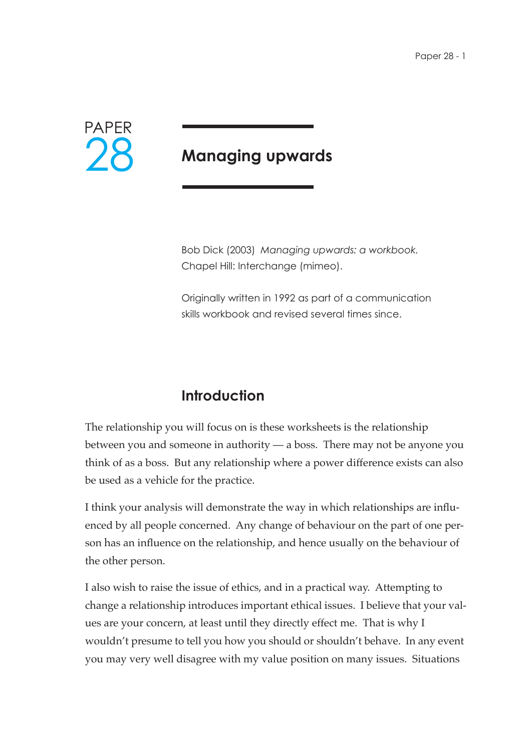# PAPER 28

# Managing upwards

Bob Dick (2003) *Managing upwards: a workbook.* Chapel Hill: Interchange (mimeo).

Originally written in 1992 as part of a communication skills workbook and revised several times since.

## Introduction

The relationship you will focus on is these worksheets is the relationship between you and someone in authority — a boss. There may not be anyone you think of as a boss. But any relationship where a power difference exists can also be used as a vehicle for the practice.

I think your analysis will demonstrate the way in which relationships are influenced by all people concerned. Any change of behaviour on the part of one person has an influence on the relationship, and hence usually on the behaviour of the other person.

I also wish to raise the issue of ethics, and in a practical way. Attempting to change a relationship introduces important ethical issues. I believe that your values are your concern, at least until they directly effect me. That is why I wouldn't presume to tell you how you should or shouldn't behave. In any event you may very well disagree with my value position on many issues. Situations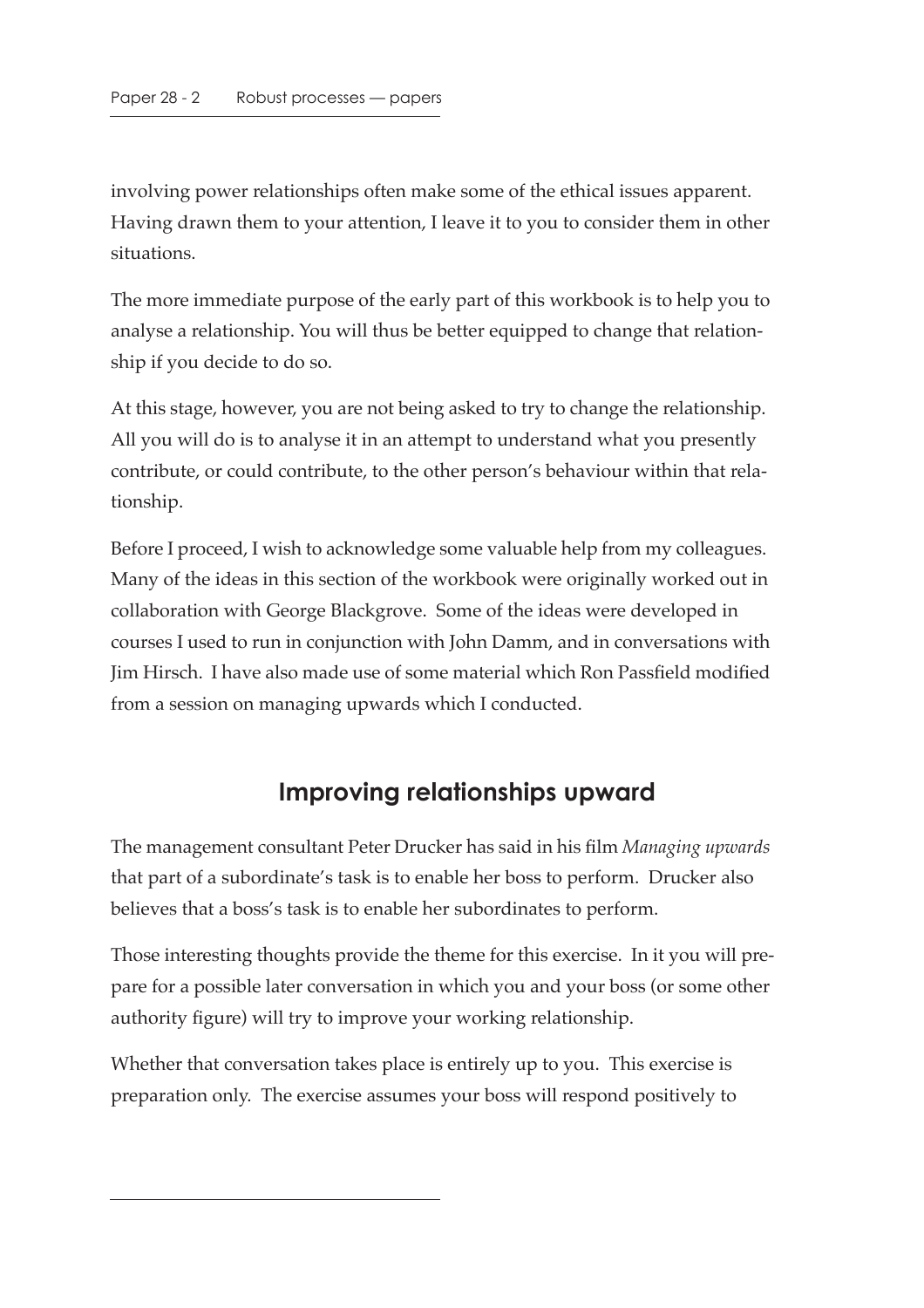involving power relationships often make some of the ethical issues apparent. Having drawn them to your attention, I leave it to you to consider them in other situations.

The more immediate purpose of the early part of this workbook is to help you to analyse a relationship. You will thus be better equipped to change that relationship if you decide to do so.

At this stage, however, you are not being asked to try to change the relationship. All you will do is to analyse it in an attempt to understand what you presently contribute, or could contribute, to the other person's behaviour within that relationship.

Before I proceed, I wish to acknowledge some valuable help from my colleagues. Many of the ideas in this section of the workbook were originally worked out in collaboration with George Blackgrove. Some of the ideas were developed in courses I used to run in conjunction with John Damm, and in conversations with Jim Hirsch. I have also made use of some material which Ron Passfield modified from a session on managing upwards which I conducted.

## Improving relationships upward

The management consultant Peter Drucker has said in his film *Managing upwards* that part of a subordinate's task is to enable her boss to perform. Drucker also believes that a boss's task is to enable her subordinates to perform.

Those interesting thoughts provide the theme for this exercise. In it you will prepare for a possible later conversation in which you and your boss (or some other authority figure) will try to improve your working relationship.

Whether that conversation takes place is entirely up to you. This exercise is preparation only. The exercise assumes your boss will respond positively to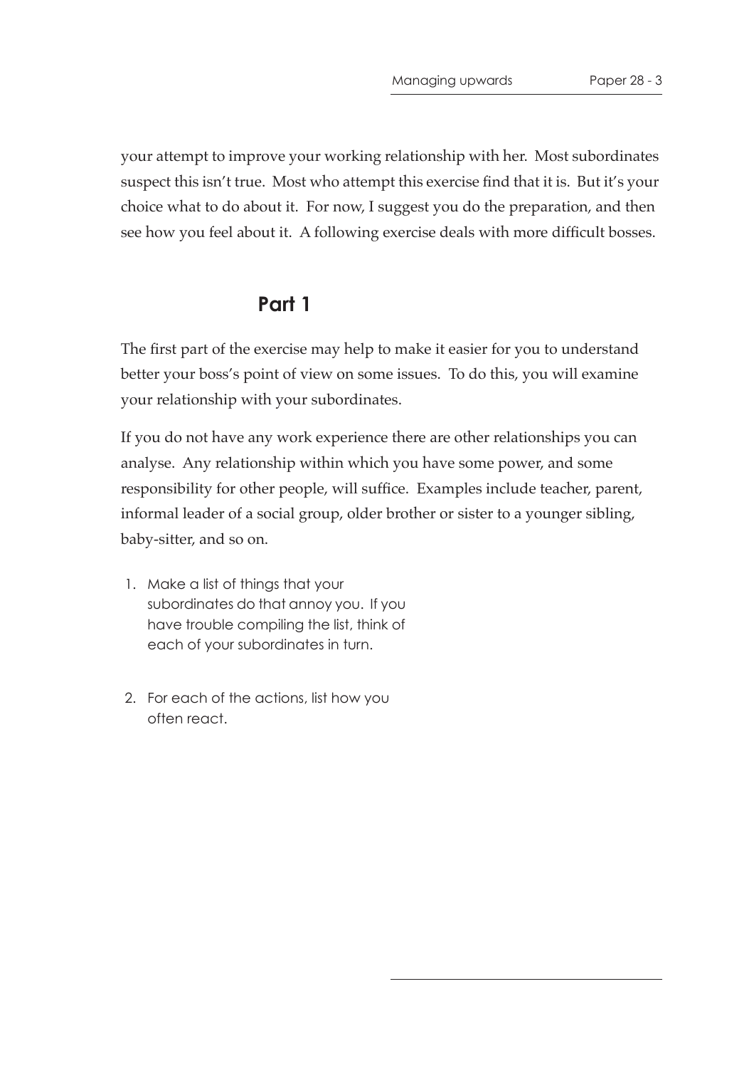your attempt to improve your working relationship with her. Most subordinates suspect this isn't true. Most who attempt this exercise find that it is. But it's your choice what to do about it. For now, I suggest you do the preparation, and then see how you feel about it. A following exercise deals with more difficult bosses.

## Part 1

The first part of the exercise may help to make it easier for you to understand better your boss's point of view on some issues. To do this, you will examine your relationship with your subordinates.

If you do not have any work experience there are other relationships you can analyse. Any relationship within which you have some power, and some responsibility for other people, will suffice. Examples include teacher, parent, informal leader of a social group, older brother or sister to a younger sibling, baby-sitter, and so on.

1. Make a list of things that your subordinates do that annoy you. If you have trouble compiling the list, think of each of your subordinates in turn.

2. For each of the actions, list how you often react.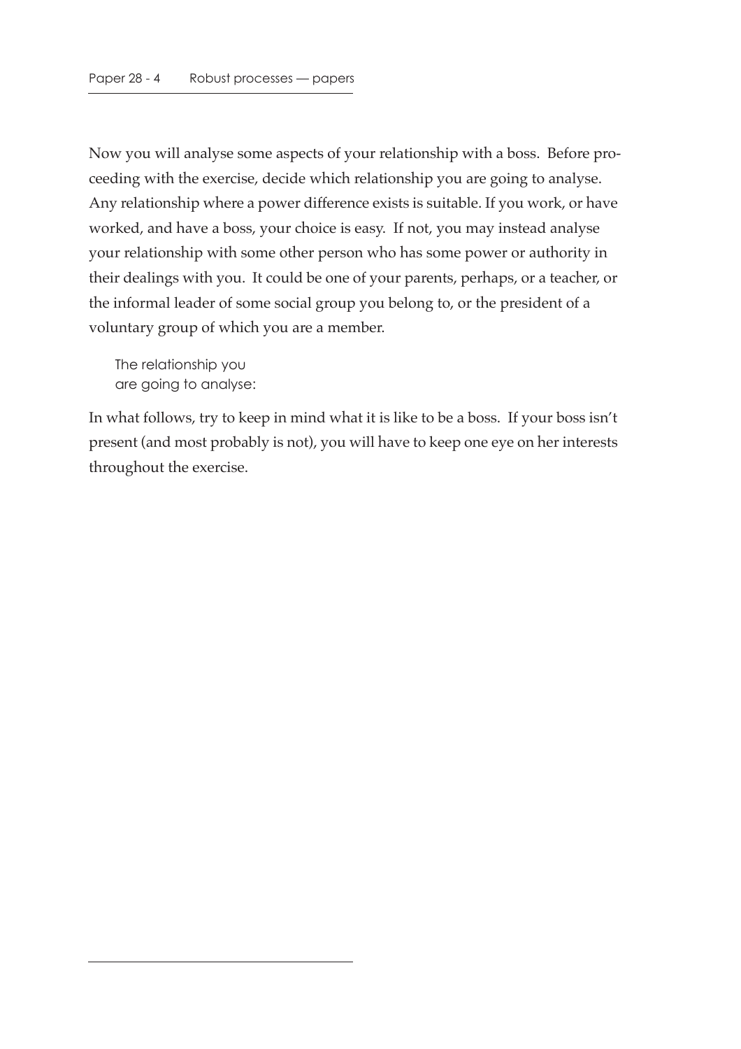Now you will analyse some aspects of your relationship with a boss. Before proceeding with the exercise, decide which relationship you are going to analyse. Any relationship where a power difference exists is suitable. If you work, or have worked, and have a boss, your choice is easy. If not, you may instead analyse your relationship with some other person who has some power or authority in their dealings with you. It could be one of your parents, perhaps, or a teacher, or the informal leader of some social group you belong to, or the president of a voluntary group of which you are a member.

> The relationship you
> are going to analyse:

In what follows, try to keep in mind what it is like to be a boss. If your boss isn't present (and most probably is not), you will have to keep one eye on her interests throughout the exercise.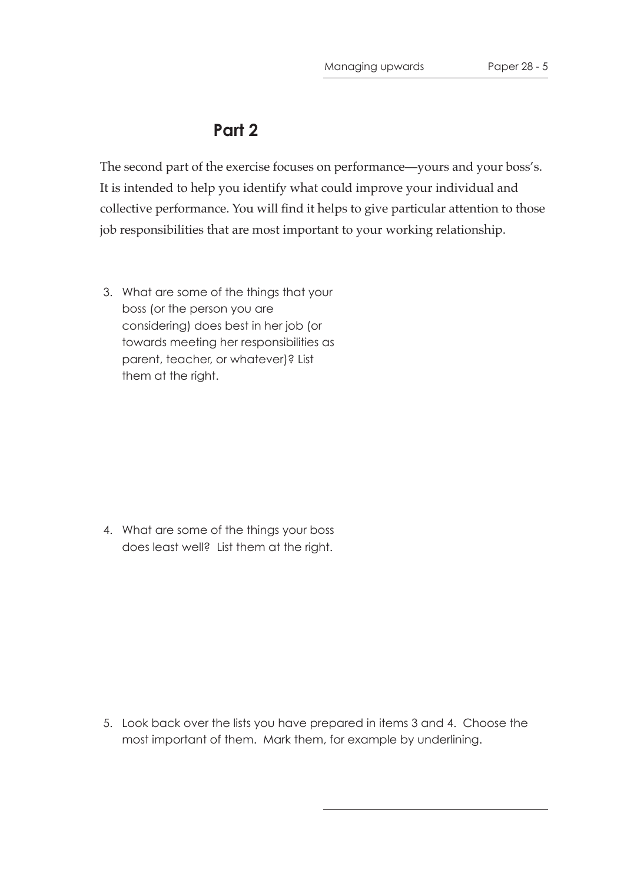## Part 2

The second part of the exercise focuses on performance—yours and your boss's. It is intended to help you identify what could improve your individual and collective performance. You will find it helps to give particular attention to those job responsibilities that are most important to your working relationship.

3. What are some of the things that your boss (or the person you are considering) does best in her job (or towards meeting her responsibilities as parent, teacher, or whatever)? List them at the right.

4. What are some of the things your boss does least well? List them at the right.

5. Look back over the lists you have prepared in items 3 and 4. Choose the most important of them. Mark them, for example by underlining.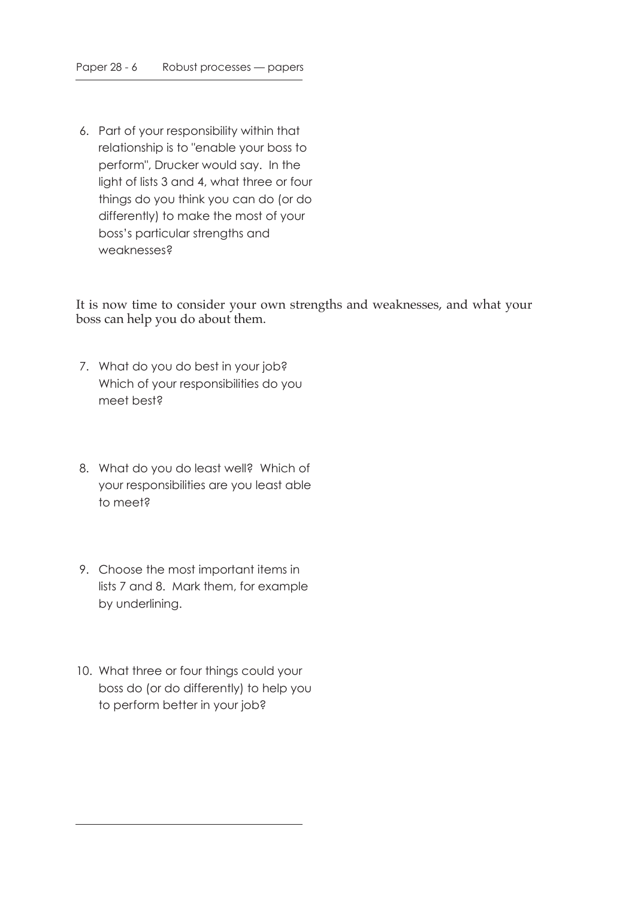6. Part of your responsibility within that relationship is to "enable your boss to perform", Drucker would say. In the light of lists 3 and 4, what three or four things do you think you can do (or do differently) to make the most of your boss's particular strengths and weaknesses?

It is now time to consider your own strengths and weaknesses, and what your boss can help you do about them.

7. What do you do best in your job? Which of your responsibilities do you meet best?

8. What do you do least well? Which of your responsibilities are you least able to meet?

9. Choose the most important items in lists 7 and 8. Mark them, for example by underlining.

10. What three or four things could your boss do (or do differently) to help you to perform better in your job?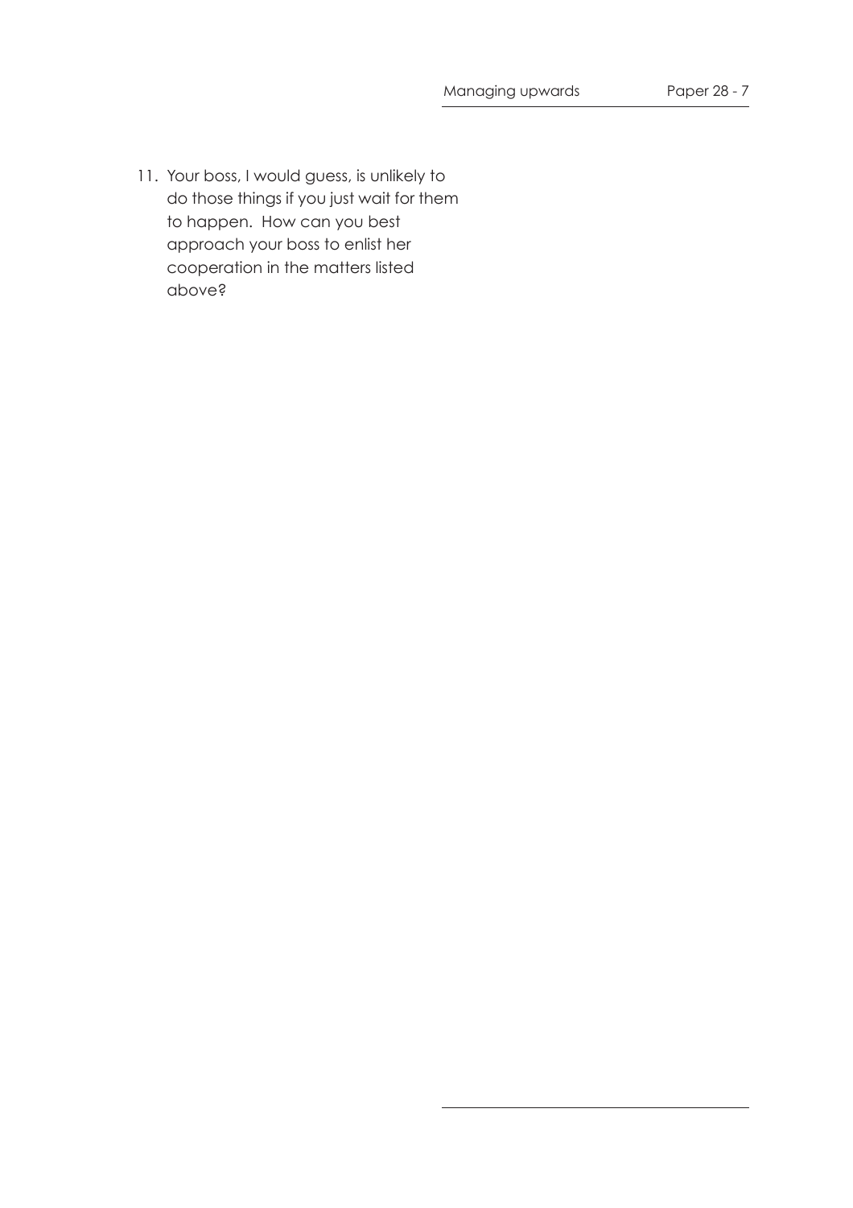11. Your boss, I would guess, is unlikely to do those things if you just wait for them to happen. How can you best approach your boss to enlist her cooperation in the matters listed above?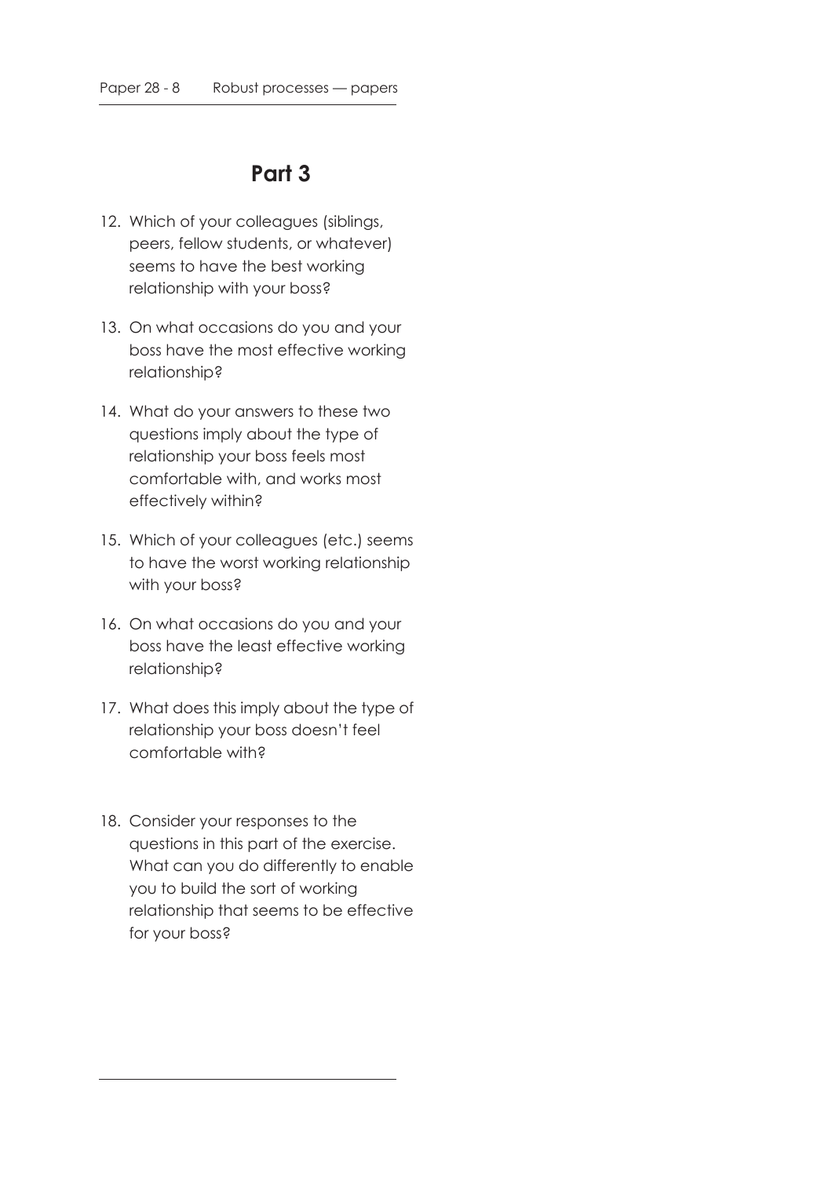## Part 3

12. Which of your colleagues (siblings, peers, fellow students, or whatever) seems to have the best working relationship with your boss?

13. On what occasions do you and your boss have the most effective working relationship?

14. What do your answers to these two questions imply about the type of relationship your boss feels most comfortable with, and works most effectively within?

15. Which of your colleagues (etc.) seems to have the worst working relationship with your boss?

16. On what occasions do you and your boss have the least effective working relationship?

17. What does this imply about the type of relationship your boss doesn't feel comfortable with?

18. Consider your responses to the questions in this part of the exercise. What can you do differently to enable you to build the sort of working relationship that seems to be effective for your boss?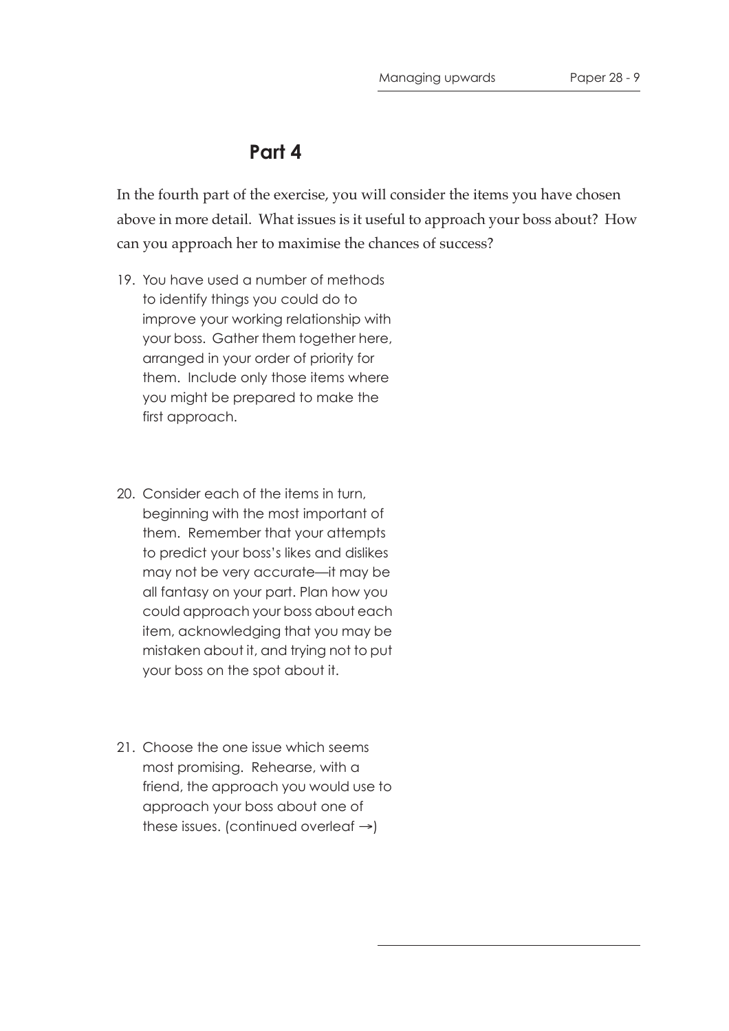## Part 4

In the fourth part of the exercise, you will consider the items you have chosen above in more detail. What issues is it useful to approach your boss about? How can you approach her to maximise the chances of success?

19. You have used a number of methods to identify things you could do to improve your working relationship with your boss. Gather them together here, arranged in your order of priority for them. Include only those items where you might be prepared to make the first approach.

20. Consider each of the items in turn, beginning with the most important of them. Remember that your attempts to predict your boss's likes and dislikes may not be very accurate—it may be all fantasy on your part. Plan how you could approach your boss about each item, acknowledging that you may be mistaken about it, and trying not to put your boss on the spot about it.

21. Choose the one issue which seems most promising. Rehearse, with a friend, the approach you would use to approach your boss about one of these issues. (continued overleaf →)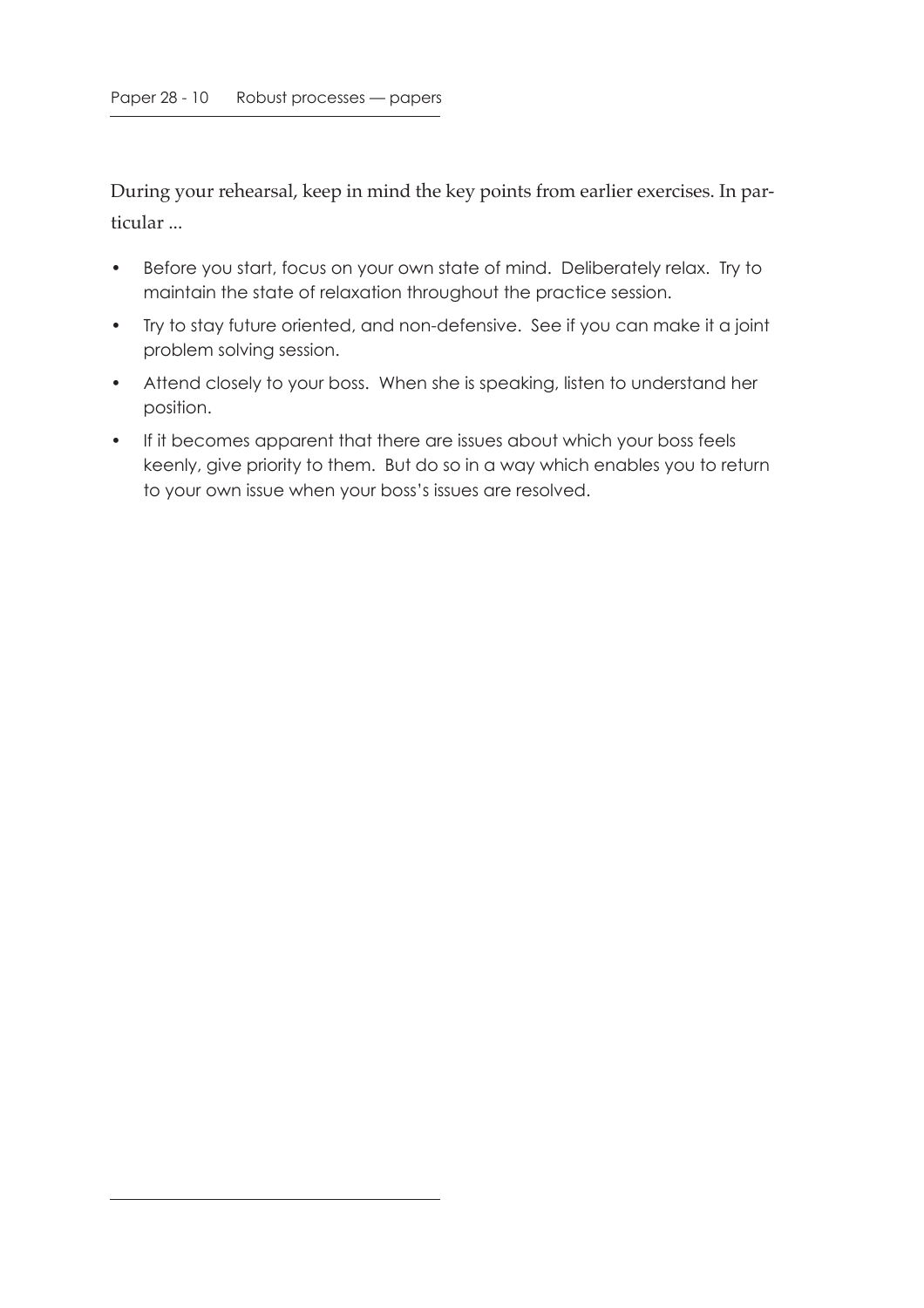During your rehearsal, keep in mind the key points from earlier exercises. In particular ...

- Before you start, focus on your own state of mind. Deliberately relax. Try to maintain the state of relaxation throughout the practice session.
- Try to stay future oriented, and non-defensive. See if you can make it a joint problem solving session.
- Attend closely to your boss. When she is speaking, listen to understand her position.
- If it becomes apparent that there are issues about which your boss feels keenly, give priority to them. But do so in a way which enables you to return to your own issue when your boss's issues are resolved.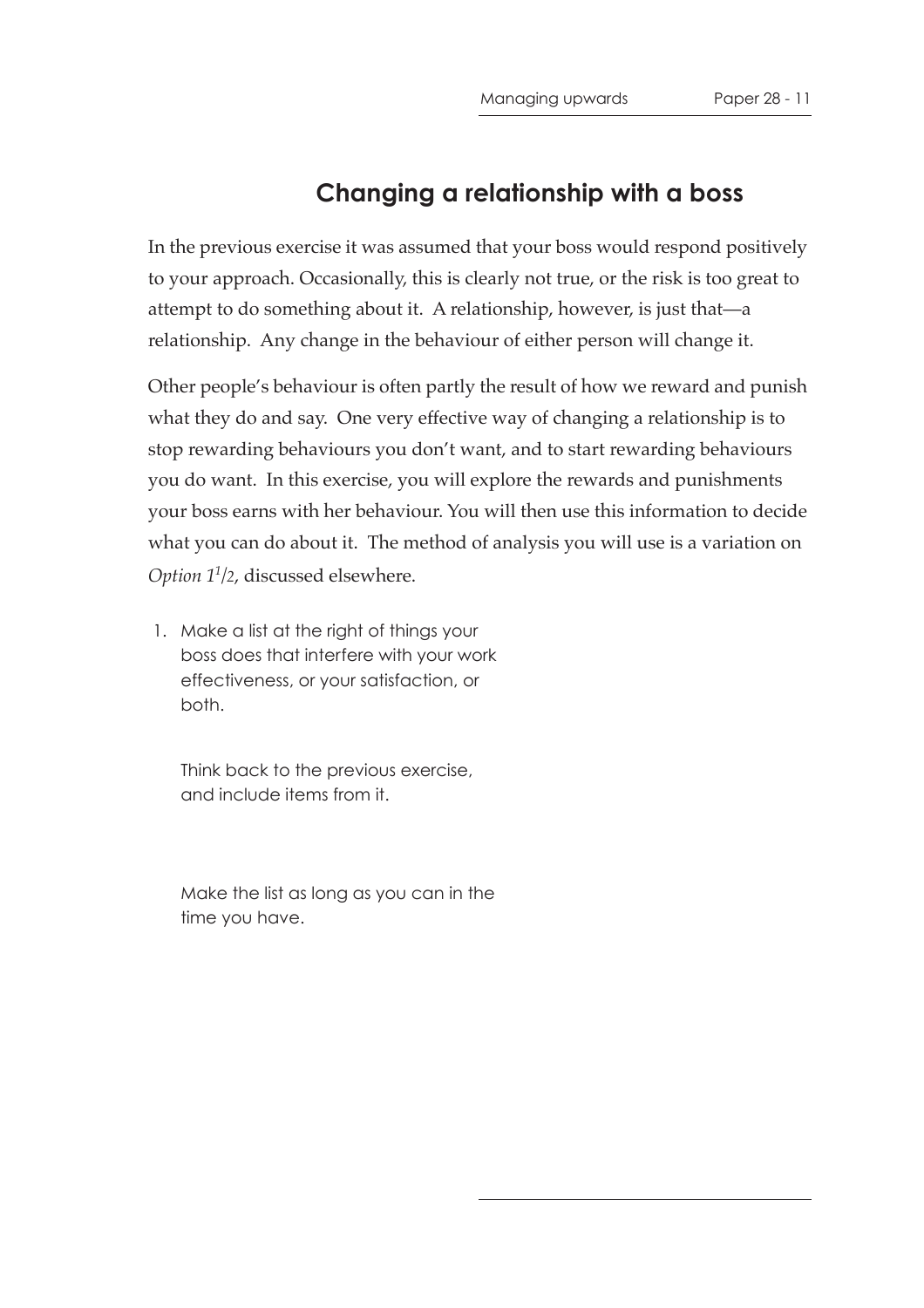## Changing a relationship with a boss

In the previous exercise it was assumed that your boss would respond positively to your approach. Occasionally, this is clearly not true, or the risk is too great to attempt to do something about it. A relationship, however, is just that—a relationship. Any change in the behaviour of either person will change it.

Other people's behaviour is often partly the result of how we reward and punish what they do and say. One very effective way of changing a relationship is to stop rewarding behaviours you don't want, and to start rewarding behaviours you do want. In this exercise, you will explore the rewards and punishments your boss earns with her behaviour. You will then use this information to decide what you can do about it. The method of analysis you will use is a variation on *Option 1½*, discussed elsewhere.

1. Make a list at the right of things your boss does that interfere with your work effectiveness, or your satisfaction, or both.

   Think back to the previous exercise, and include items from it.

   Make the list as long as you can in the time you have.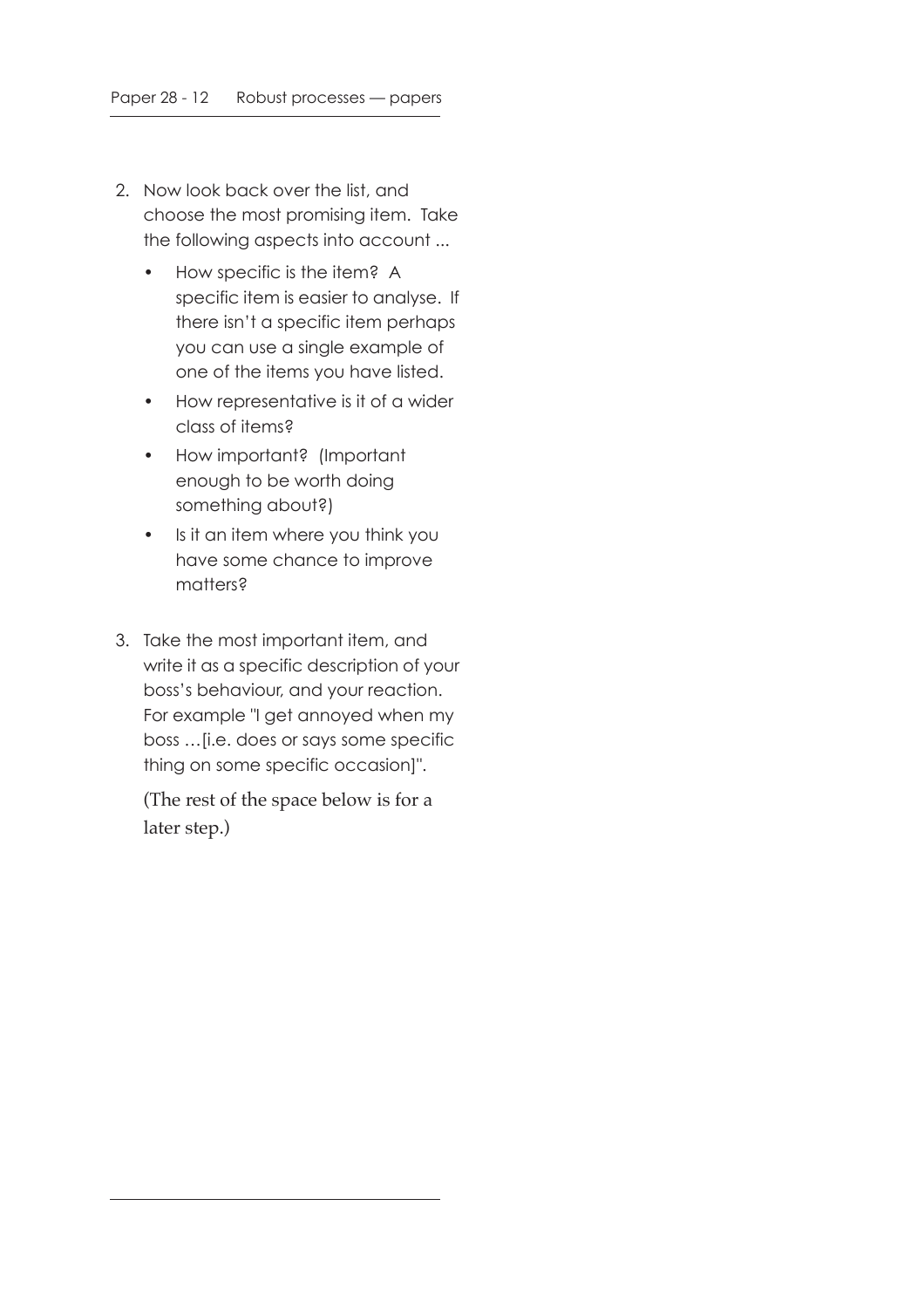2. Now look back over the list, and choose the most promising item. Take the following aspects into account ...

   - How specific is the item? A specific item is easier to analyse. If there isn't a specific item perhaps you can use a single example of one of the items you have listed.
   - How representative is it of a wider class of items?
   - How important? (Important enough to be worth doing something about?)
   - Is it an item where you think you have some chance to improve matters?

3. Take the most important item, and write it as a specific description of your boss's behaviour, and your reaction. For example "I get annoyed when my boss …[i.e. does or says some specific thing on some specific occasion]".

   (The rest of the space below is for a later step.)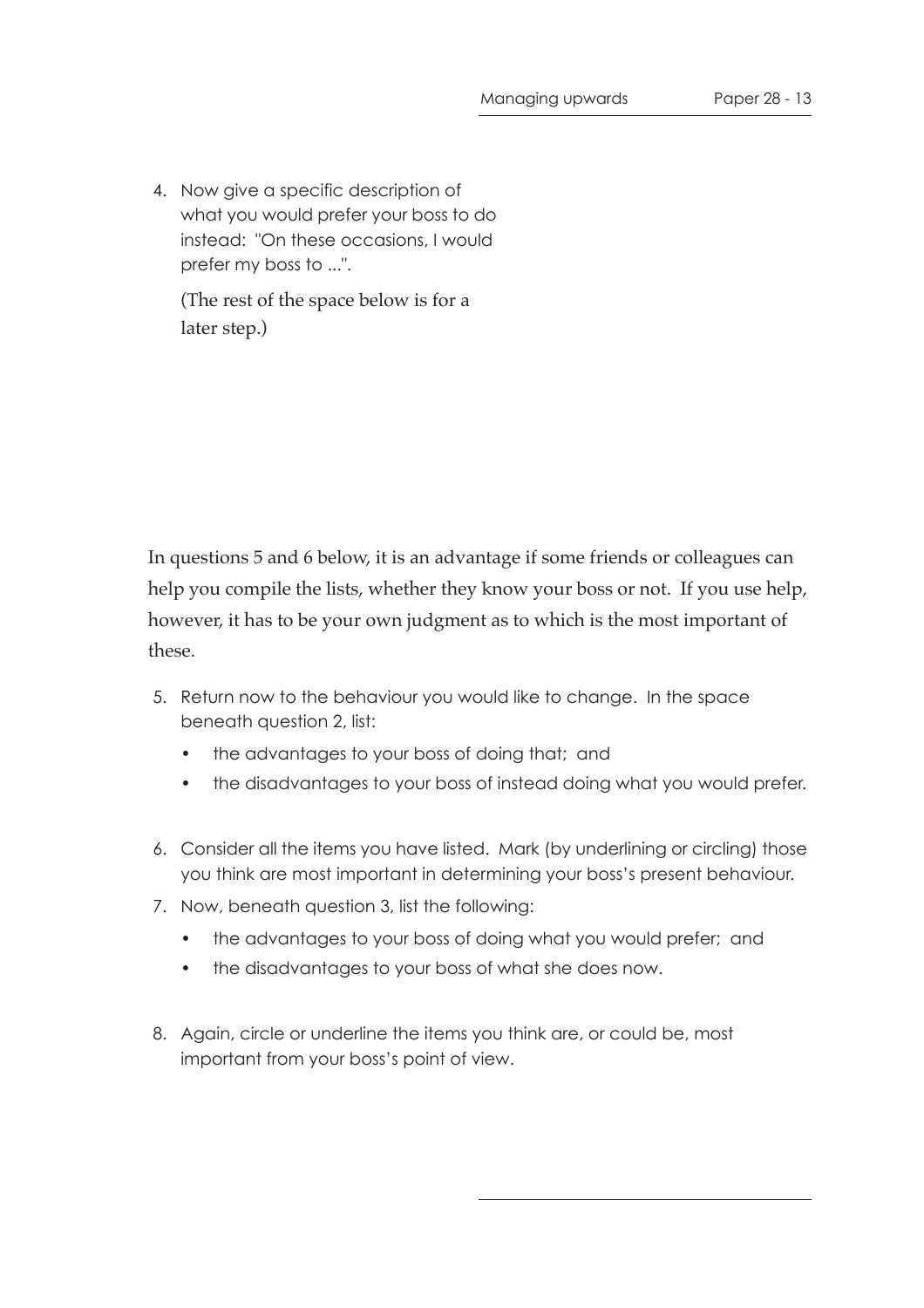4. Now give a specific description of what you would prefer your boss to do instead: "On these occasions, I would prefer my boss to ...".

   (The rest of the space below is for a later step.)

In questions 5 and 6 below, it is an advantage if some friends or colleagues can help you compile the lists, whether they know your boss or not. If you use help, however, it has to be your own judgment as to which is the most important of these.

5. Return now to the behaviour you would like to change. In the space beneath question 2, list:
   - the advantages to your boss of doing that; and
   - the disadvantages to your boss of instead doing what you would prefer.
6. Consider all the items you have listed. Mark (by underlining or circling) those you think are most important in determining your boss's present behaviour.
7. Now, beneath question 3, list the following:
   - the advantages to your boss of doing what you would prefer; and
   - the disadvantages to your boss of what she does now.
8. Again, circle or underline the items you think are, or could be, most important from your boss's point of view.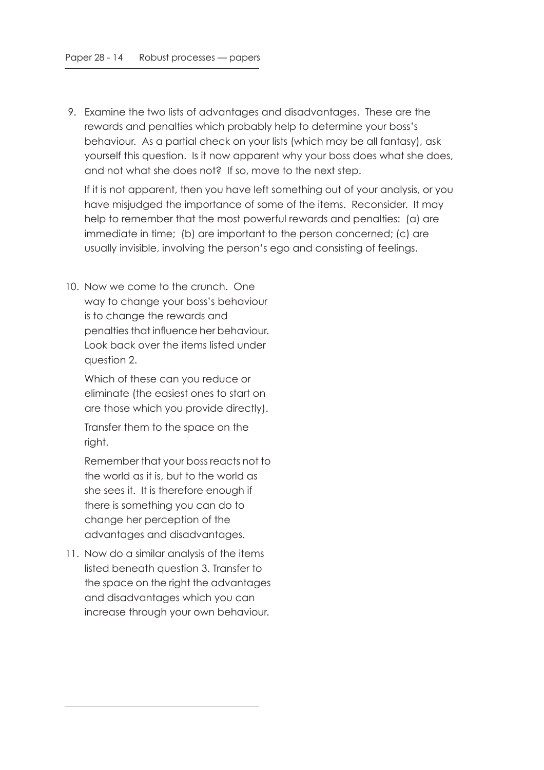9. Examine the two lists of advantages and disadvantages. These are the rewards and penalties which probably help to determine your boss's behaviour. As a partial check on your lists (which may be all fantasy), ask yourself this question. Is it now apparent why your boss does what she does, and not what she does not? If so, move to the next step.

   If it is not apparent, then you have left something out of your analysis, or you have misjudged the importance of some of the items. Reconsider. It may help to remember that the most powerful rewards and penalties: (a) are immediate in time; (b) are important to the person concerned; (c) are usually invisible, involving the person's ego and consisting of feelings.

10. Now we come to the crunch. One way to change your boss's behaviour is to change the rewards and penalties that influence her behaviour. Look back over the items listed under question 2.

    Which of these can you reduce or eliminate (the easiest ones to start on are those which you provide directly).

    Transfer them to the space on the right.

    Remember that your boss reacts not to the world as it is, but to the world as she sees it. It is therefore enough if there is something you can do to change her perception of the advantages and disadvantages.

11. Now do a similar analysis of the items listed beneath question 3. Transfer to the space on the right the advantages and disadvantages which you can increase through your own behaviour.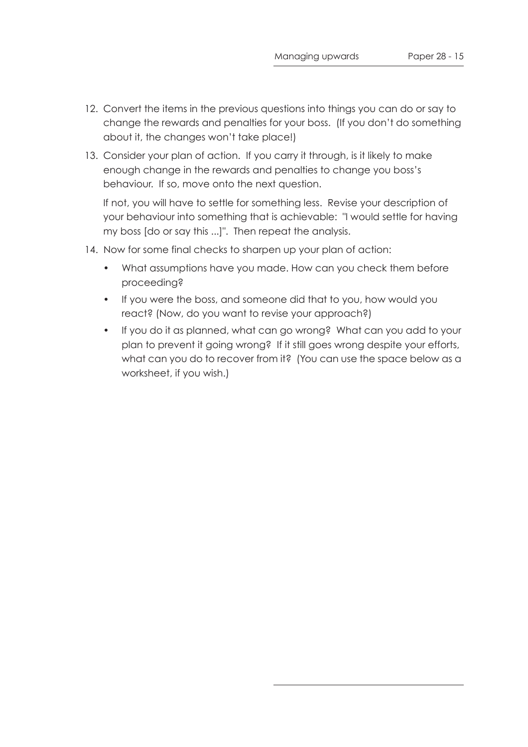12. Convert the items in the previous questions into things you can do or say to change the rewards and penalties for your boss. (If you don't do something about it, the changes won't take place!)

13. Consider your plan of action. If you carry it through, is it likely to make enough change in the rewards and penalties to change you boss's behaviour. If so, move onto the next question.

    If not, you will have to settle for something less. Revise your description of your behaviour into something that is achievable: "I would settle for having my boss [do or say this ...]". Then repeat the analysis.

14. Now for some final checks to sharpen up your plan of action:

    - What assumptions have you made. How can you check them before proceeding?
    - If you were the boss, and someone did that to you, how would you react? (Now, do you want to revise your approach?)
    - If you do it as planned, what can go wrong? What can you add to your plan to prevent it going wrong? If it still goes wrong despite your efforts, what can you do to recover from it? (You can use the space below as a worksheet, if you wish.)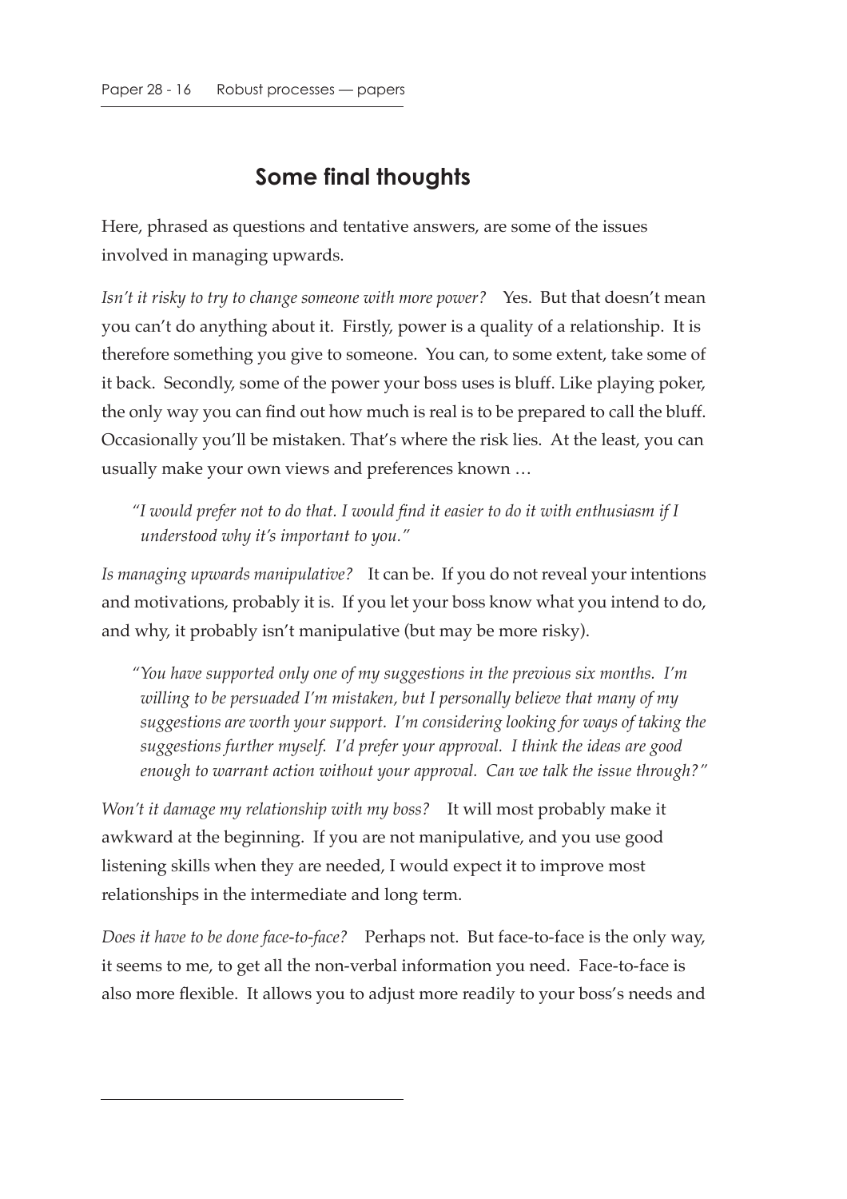## Some final thoughts

Here, phrased as questions and tentative answers, are some of the issues involved in managing upwards.

*Isn't it risky to try to change someone with more power?* Yes. But that doesn't mean you can't do anything about it. Firstly, power is a quality of a relationship. It is therefore something you give to someone. You can, to some extent, take some of it back. Secondly, some of the power your boss uses is bluff. Like playing poker, the only way you can find out how much is real is to be prepared to call the bluff. Occasionally you'll be mistaken. That's where the risk lies. At the least, you can usually make your own views and preferences known …

> *"I would prefer not to do that. I would find it easier to do it with enthusiasm if I understood why it's important to you."*

*Is managing upwards manipulative?* It can be. If you do not reveal your intentions and motivations, probably it is. If you let your boss know what you intend to do, and why, it probably isn't manipulative (but may be more risky).

> *"You have supported only one of my suggestions in the previous six months. I'm willing to be persuaded I'm mistaken, but I personally believe that many of my suggestions are worth your support. I'm considering looking for ways of taking the suggestions further myself. I'd prefer your approval. I think the ideas are good enough to warrant action without your approval. Can we talk the issue through?"*

*Won't it damage my relationship with my boss?* It will most probably make it awkward at the beginning. If you are not manipulative, and you use good listening skills when they are needed, I would expect it to improve most relationships in the intermediate and long term.

*Does it have to be done face-to-face?* Perhaps not. But face-to-face is the only way, it seems to me, to get all the non-verbal information you need. Face-to-face is also more flexible. It allows you to adjust more readily to your boss's needs and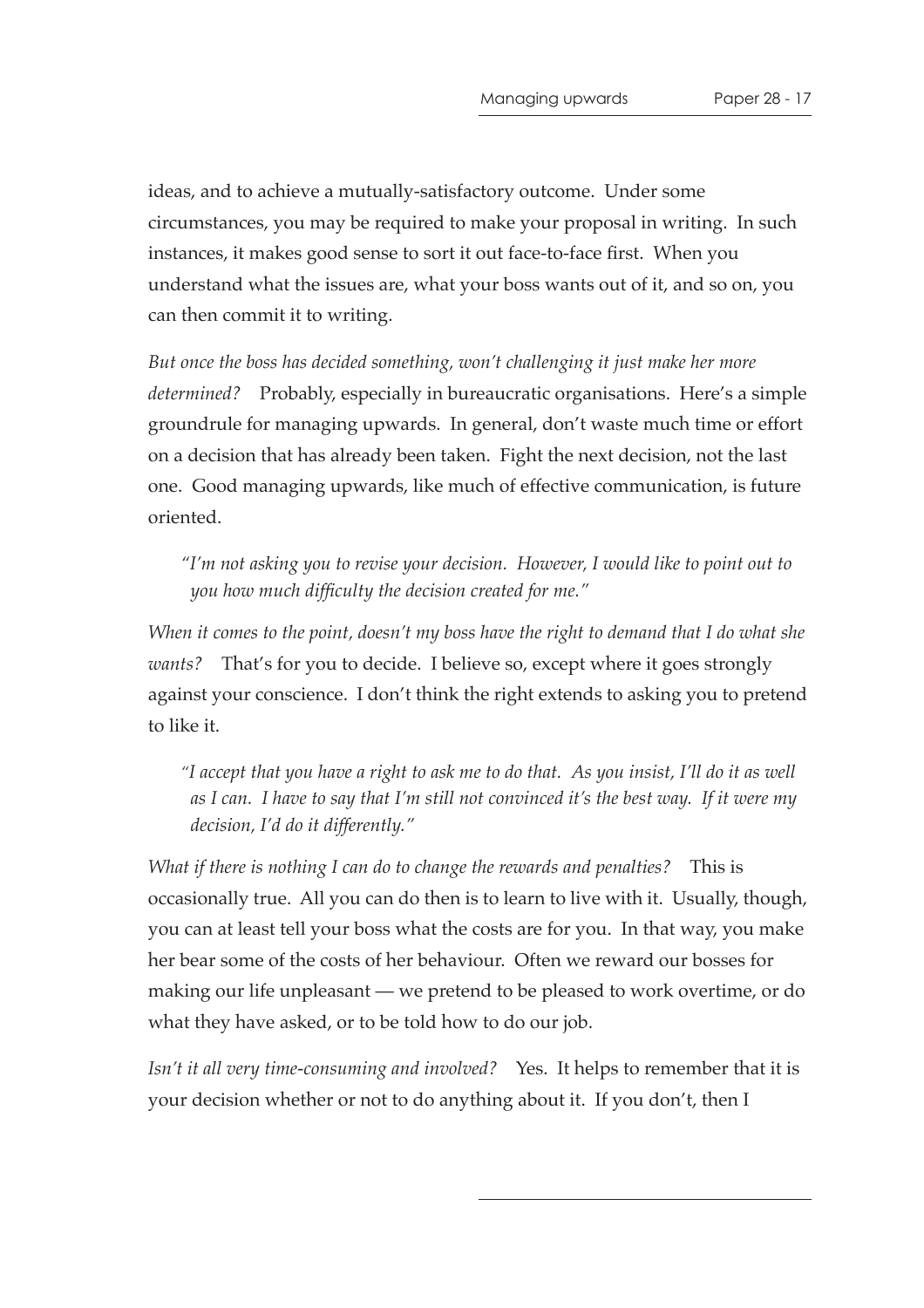ideas, and to achieve a mutually-satisfactory outcome. Under some circumstances, you may be required to make your proposal in writing. In such instances, it makes good sense to sort it out face-to-face first. When you understand what the issues are, what your boss wants out of it, and so on, you can then commit it to writing.

*But once the boss has decided something, won't challenging it just make her more determined?* Probably, especially in bureaucratic organisations. Here's a simple groundrule for managing upwards. In general, don't waste much time or effort on a decision that has already been taken. Fight the next decision, not the last one. Good managing upwards, like much of effective communication, is future oriented.

> *"I'm not asking you to revise your decision. However, I would like to point out to you how much difficulty the decision created for me."*

*When it comes to the point, doesn't my boss have the right to demand that I do what she wants?* That's for you to decide. I believe so, except where it goes strongly against your conscience. I don't think the right extends to asking you to pretend to like it.

> *"I accept that you have a right to ask me to do that. As you insist, I'll do it as well as I can. I have to say that I'm still not convinced it's the best way. If it were my decision, I'd do it differently."*

*What if there is nothing I can do to change the rewards and penalties?* This is occasionally true. All you can do then is to learn to live with it. Usually, though, you can at least tell your boss what the costs are for you. In that way, you make her bear some of the costs of her behaviour. Often we reward our bosses for making our life unpleasant — we pretend to be pleased to work overtime, or do what they have asked, or to be told how to do our job.

*Isn't it all very time-consuming and involved?* Yes. It helps to remember that it is your decision whether or not to do anything about it. If you don't, then I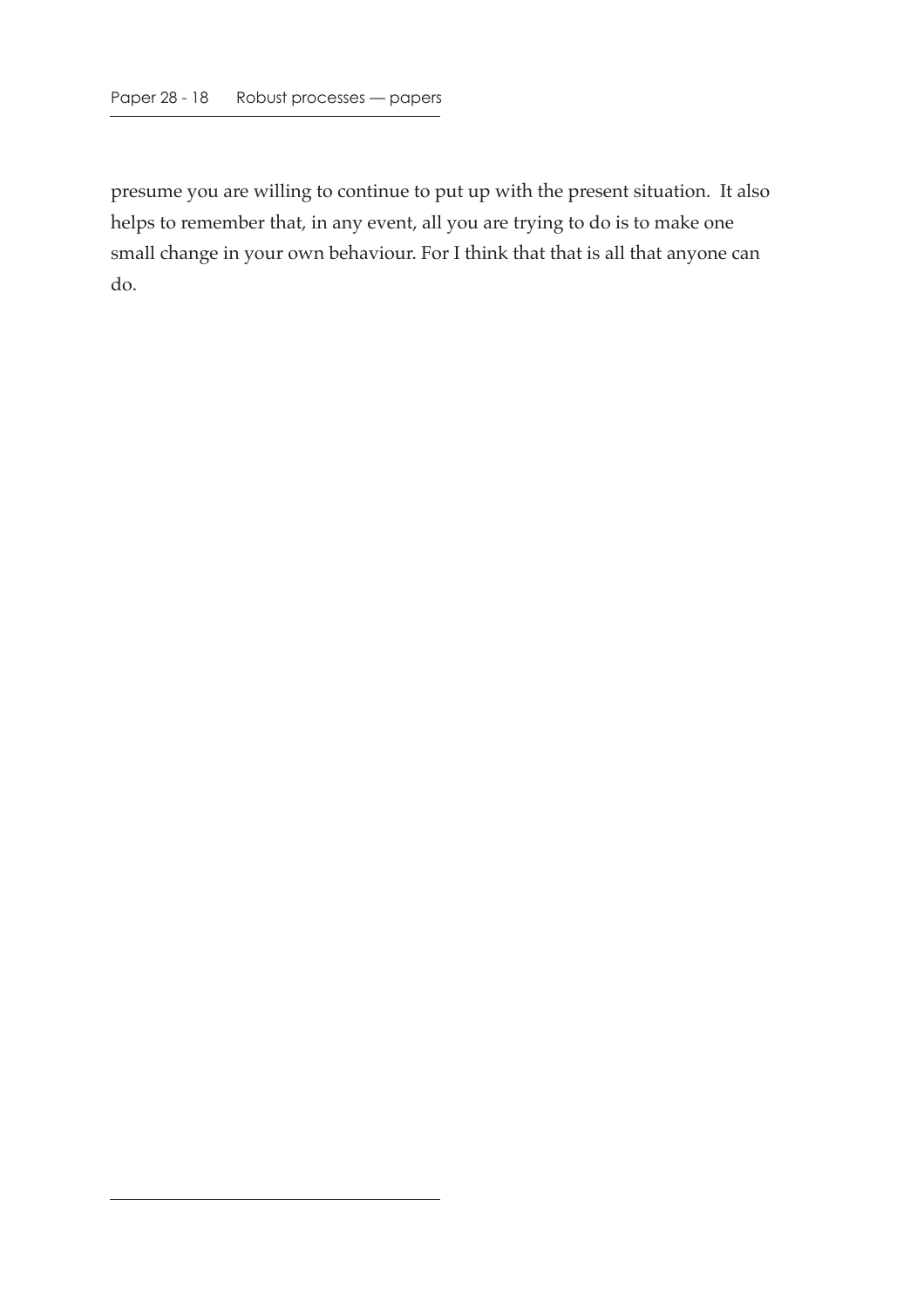presume you are willing to continue to put up with the present situation. It also helps to remember that, in any event, all you are trying to do is to make one small change in your own behaviour. For I think that that is all that anyone can do.